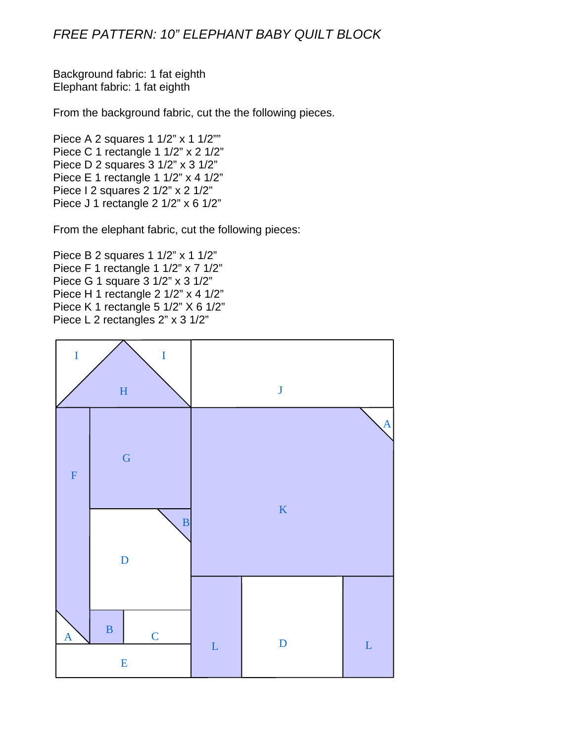*FREE PATTERN: 10" ELEPHANT BABY QUILT BLOCK*

Background fabric: 1 fat eighth
Elephant fabric: 1 fat eighth

From the background fabric, cut the the following pieces.

Piece A 2 squares 1 1/2" x 1 1/2""
Piece C 1 rectangle 1 1/2" x 2 1/2"
Piece D 2 squares 3 1/2" x 3 1/2"
Piece E 1 rectangle 1 1/2" x 4 1/2"
Piece I 2 squares 2 1/2" x 2 1/2"
Piece J 1 rectangle 2 1/2" x 6 1/2"

From the elephant fabric, cut the following pieces:

Piece B 2 squares 1 1/2" x 1 1/2"
Piece F 1 rectangle 1 1/2" x 7 1/2"
Piece G 1 square 3 1/2" x 3 1/2"
Piece H 1 rectangle 2 1/2" x 4 1/2"
Piece K 1 rectangle 5 1/2" X 6 1/2"
Piece L 2 rectangles 2" x 3 1/2"

I I H J A G F K B D B A C L D L E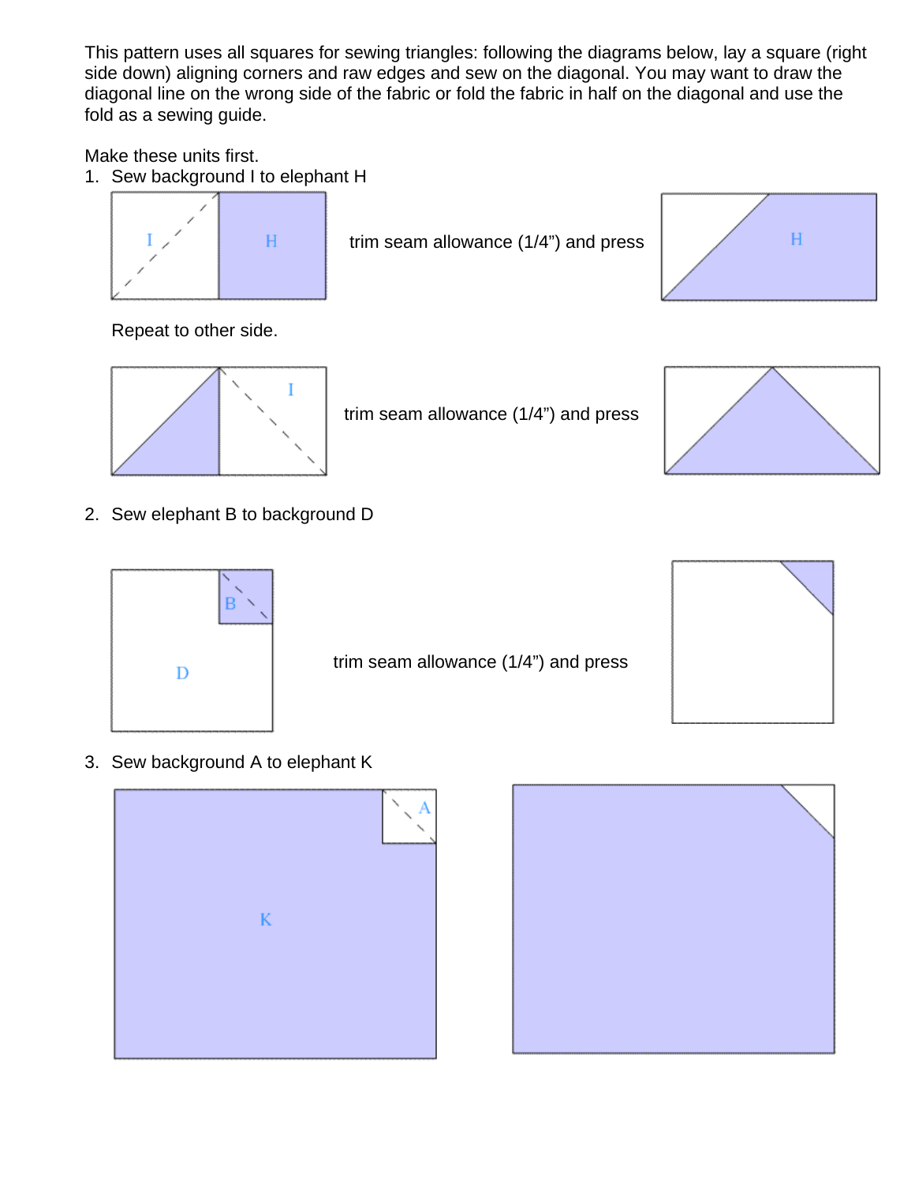This pattern uses all squares for sewing triangles: following the diagrams below, lay a square (right side down) aligning corners and raw edges and sew on the diagonal. You may want to draw the diagonal line on the wrong side of the fabric or fold the fabric in half on the diagonal and use the fold as a sewing guide.

Make these units first.

1. Sew background I to elephant H

   I H

   trim seam allowance (1/4") and press

   H

   Repeat to other side.

   I

   trim seam allowance (1/4") and press

2. Sew elephant B to background D

   B

   D

   trim seam allowance (1/4") and press

3. Sew background A to elephant K

   A

   K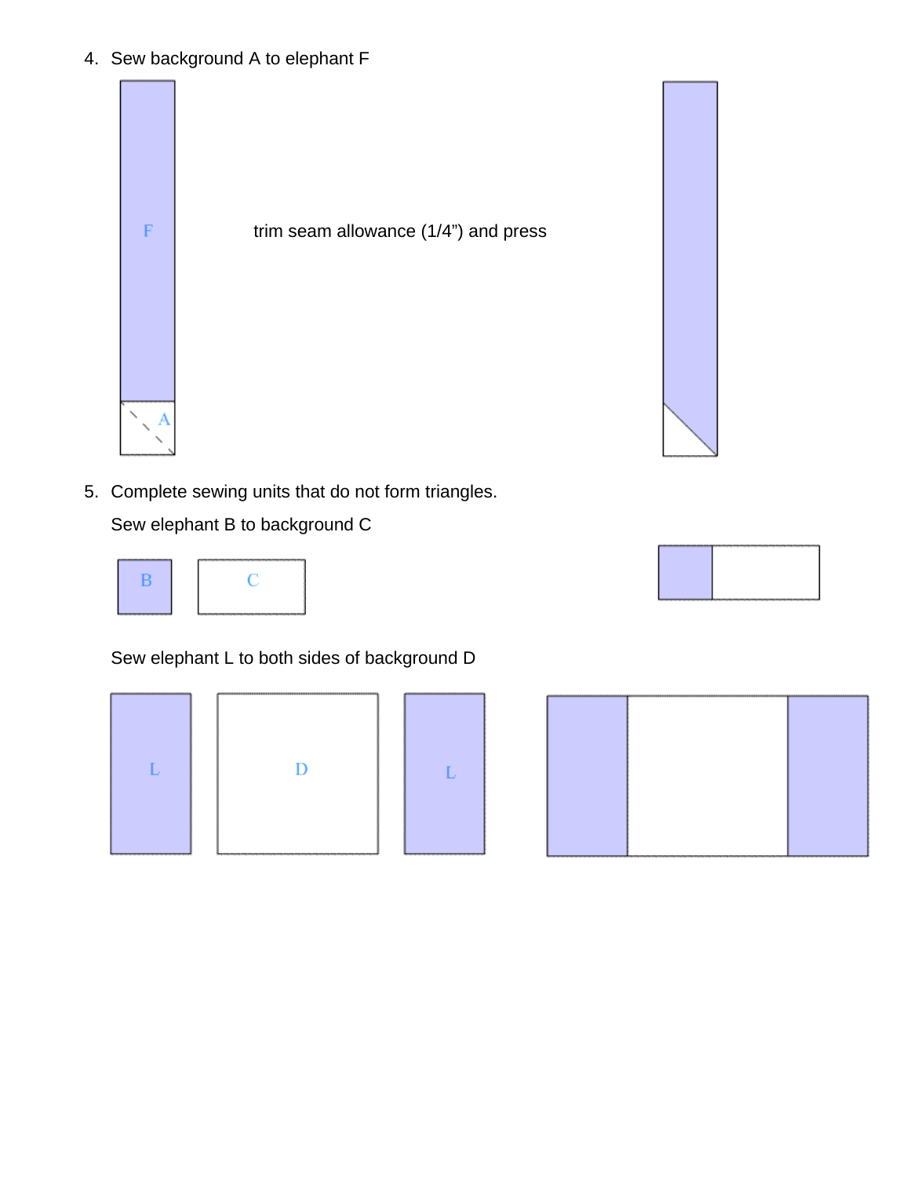4. Sew background A to elephant F

F

A

trim seam allowance (1/4”) and press

5. Complete sewing units that do not form triangles.

   Sew elephant B to background C

B C

   Sew elephant L to both sides of background D

L D L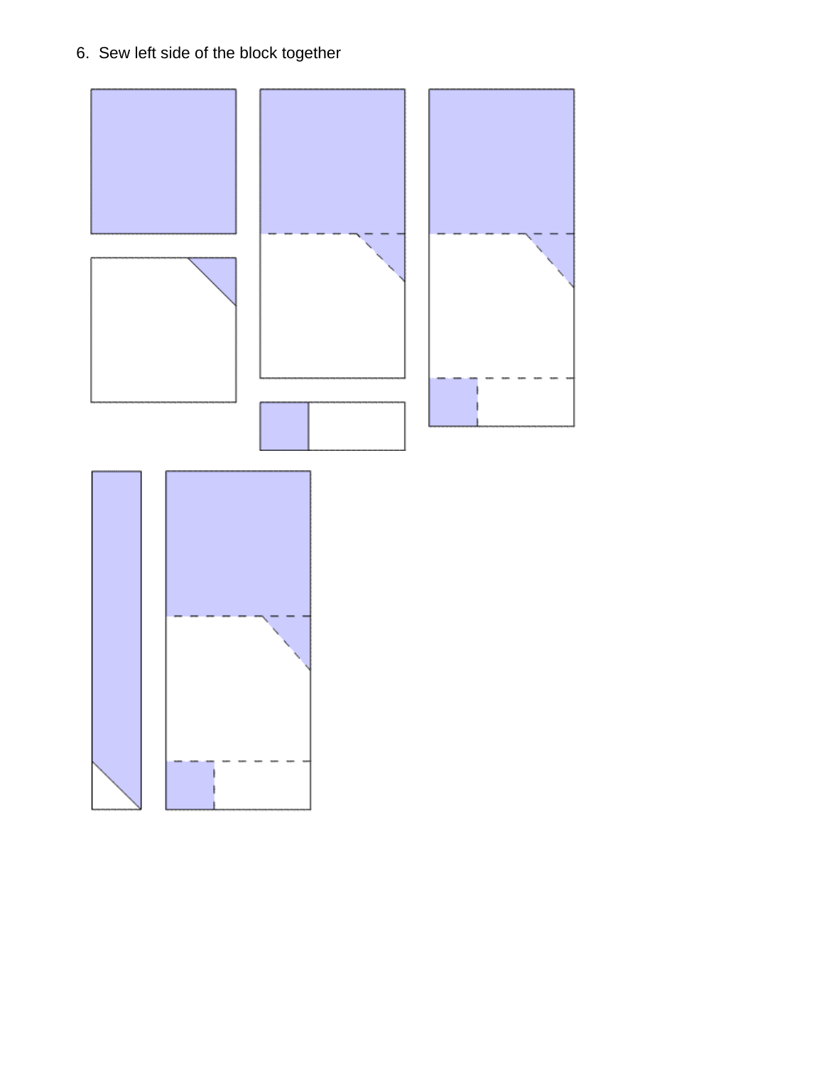6. Sew left side of the block together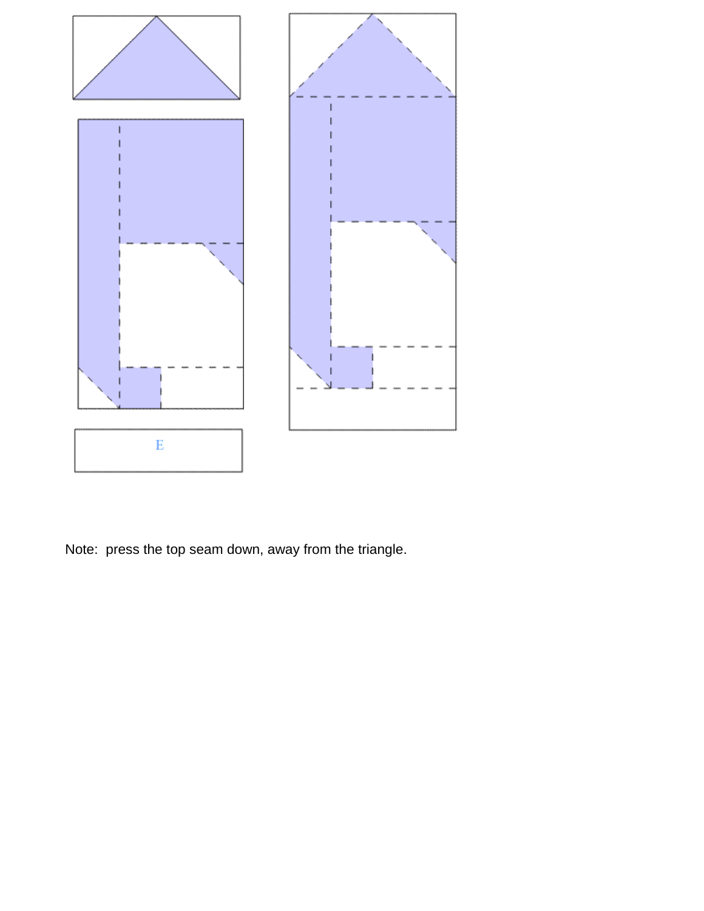E

Note:  press the top seam down, away from the triangle.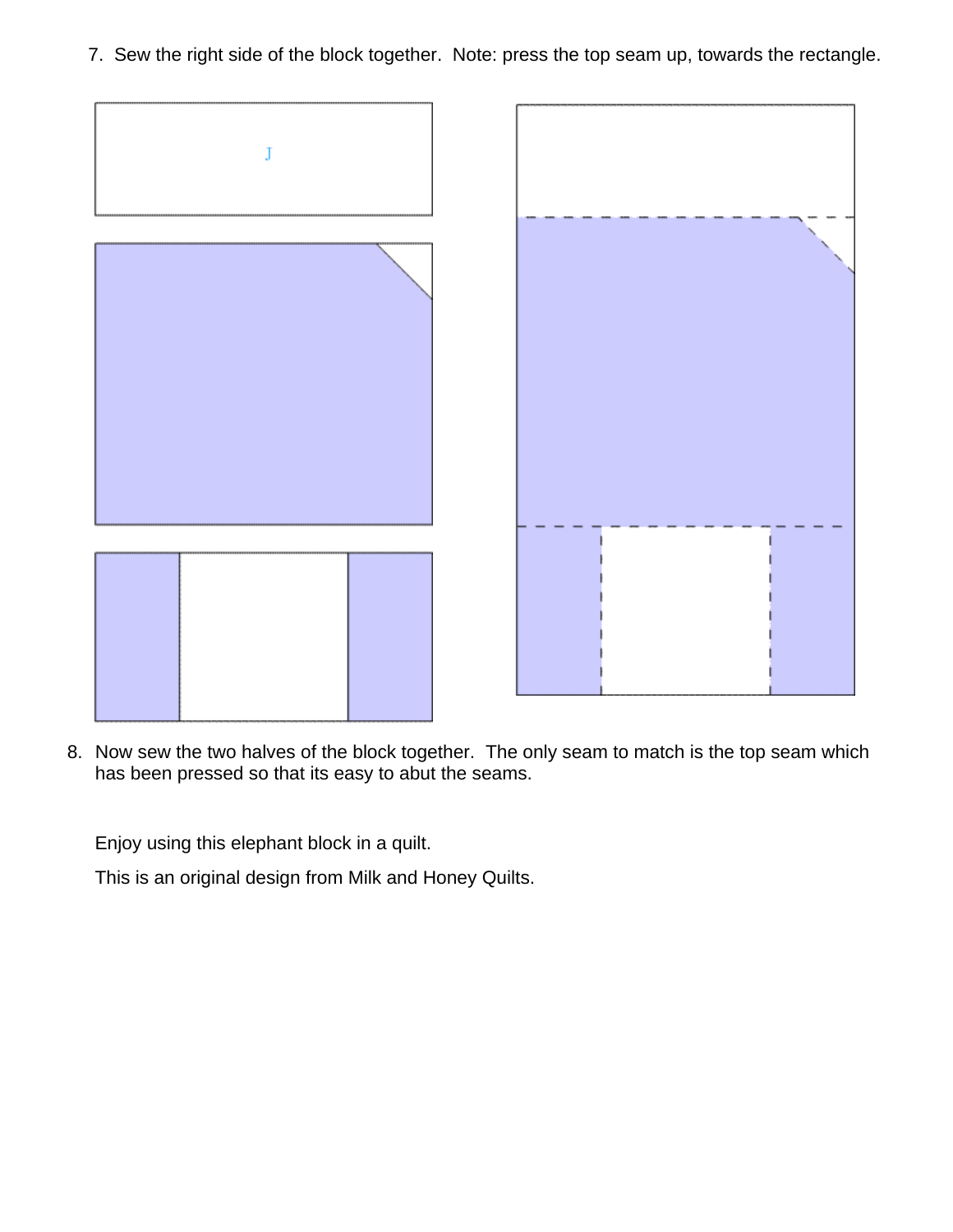7. Sew the right side of the block together. Note: press the top seam up, towards the rectangle.

J

8. Now sew the two halves of the block together. The only seam to match is the top seam which has been pressed so that its easy to abut the seams.

Enjoy using this elephant block in a quilt.

This is an original design from Milk and Honey Quilts.